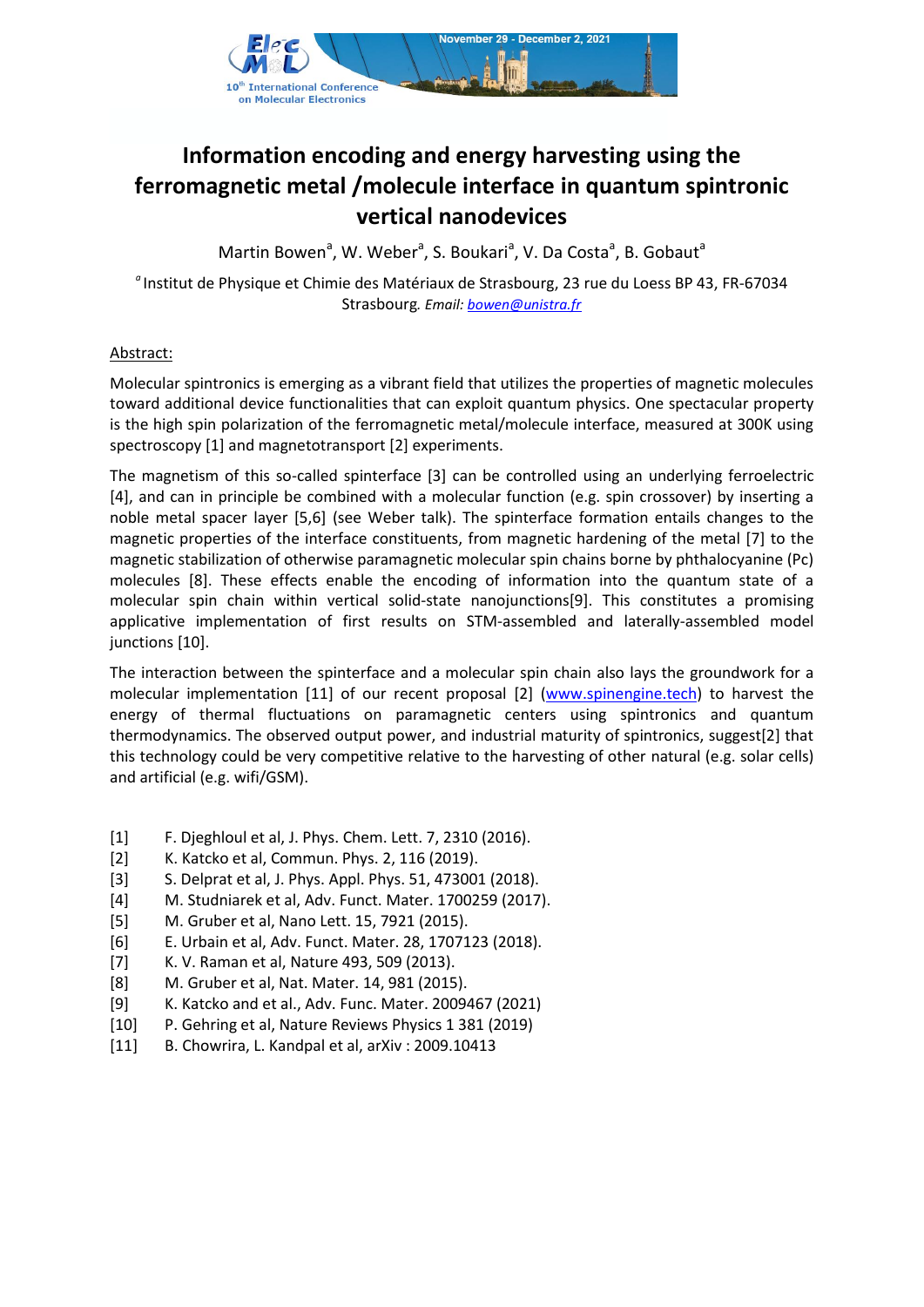# Information encoding and energy harvesting using the ferromagnetic metal /molecule interface in quantum spintronic vertical nanodevices

Martin Bowen[a], W. Weber[a], S. Boukari[a], V. Da Costa[a], B. Gobaut[a]

[a] Institut de Physique et Chimie des Matériaux de Strasbourg, 23 rue du Loess BP 43, FR-67034 Strasbourg. *Email: bowen@unistra.fr*

## Abstract:

Molecular spintronics is emerging as a vibrant field that utilizes the properties of magnetic molecules toward additional device functionalities that can exploit quantum physics. One spectacular property is the high spin polarization of the ferromagnetic metal/molecule interface, measured at 300K using spectroscopy [1] and magnetotransport [2] experiments.

The magnetism of this so-called spinterface [3] can be controlled using an underlying ferroelectric [4], and can in principle be combined with a molecular function (e.g. spin crossover) by inserting a noble metal spacer layer [5,6] (see Weber talk). The spinterface formation entails changes to the magnetic properties of the interface constituents, from magnetic hardening of the metal [7] to the magnetic stabilization of otherwise paramagnetic molecular spin chains borne by phthalocyanine (Pc) molecules [8]. These effects enable the encoding of information into the quantum state of a molecular spin chain within vertical solid-state nanojunctions[9]. This constitutes a promising applicative implementation of first results on STM-assembled and laterally-assembled model junctions [10].

The interaction between the spinterface and a molecular spin chain also lays the groundwork for a molecular implementation [11] of our recent proposal [2] (www.spinengine.tech) to harvest the energy of thermal fluctuations on paramagnetic centers using spintronics and quantum thermodynamics. The observed output power, and industrial maturity of spintronics, suggest[2] that this technology could be very competitive relative to the harvesting of other natural (e.g. solar cells) and artificial (e.g. wifi/GSM).

[1] F. Djeghloul et al, J. Phys. Chem. Lett. 7, 2310 (2016).
[2] K. Katcko et al, Commun. Phys. 2, 116 (2019).
[3] S. Delprat et al, J. Phys. Appl. Phys. 51, 473001 (2018).
[4] M. Studniarek et al, Adv. Funct. Mater. 1700259 (2017).
[5] M. Gruber et al, Nano Lett. 15, 7921 (2015).
[6] E. Urbain et al, Adv. Funct. Mater. 28, 1707123 (2018).
[7] K. V. Raman et al, Nature 493, 509 (2013).
[8] M. Gruber et al, Nat. Mater. 14, 981 (2015).
[9] K. Katcko and et al., Adv. Func. Mater. 2009467 (2021)
[10] P. Gehring et al, Nature Reviews Physics 1 381 (2019)
[11] B. Chowrira, L. Kandpal et al, arXiv : 2009.10413